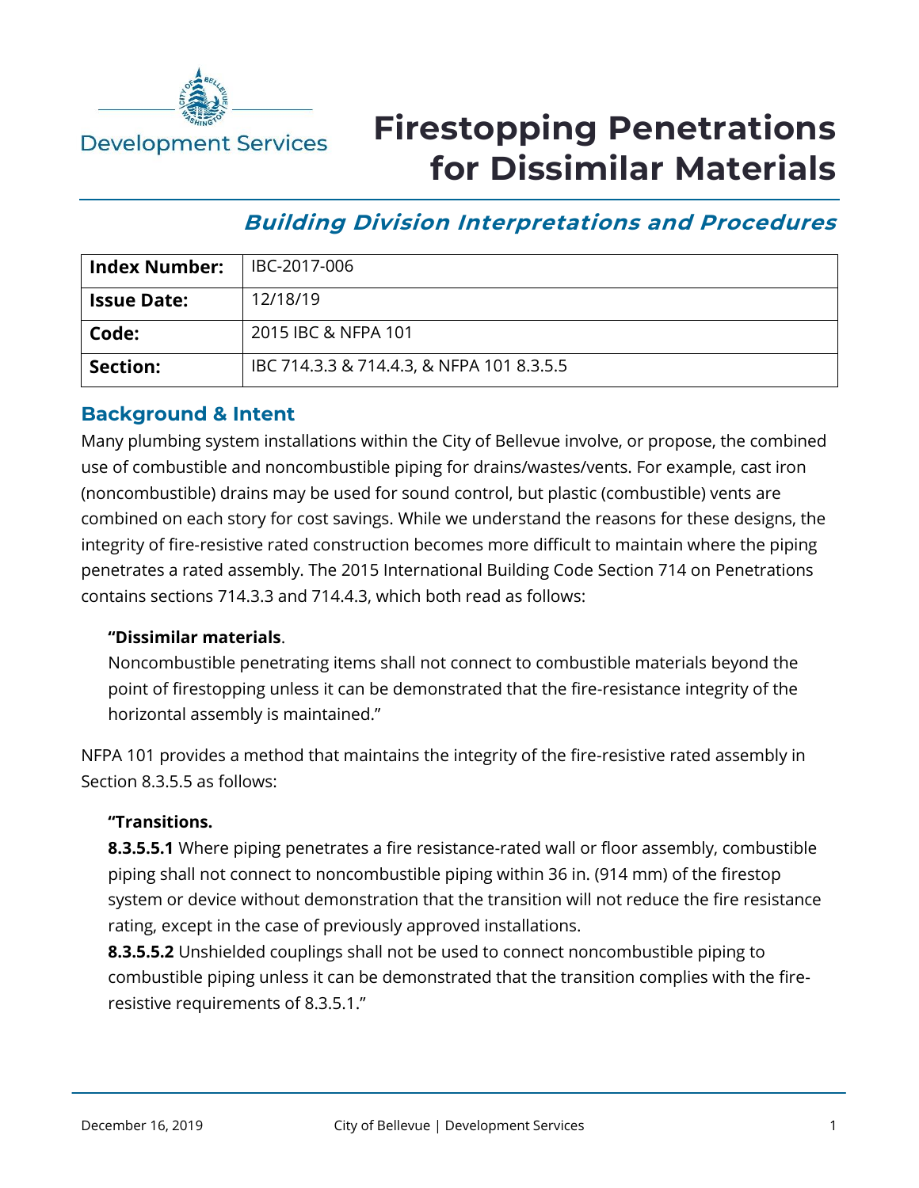Development Services

# Firestopping Penetrations for Dissimilar Materials

## *Building Division Interpretations and Procedures*

| **Index Number:** | IBC-2017-006 |
|---|---|
| **Issue Date:** | 12/18/19 |
| **Code:** | 2015 IBC & NFPA 101 |
| **Section:** | IBC 714.3.3 & 714.4.3, & NFPA 101 8.3.5.5 |

### Background & Intent

Many plumbing system installations within the City of Bellevue involve, or propose, the combined use of combustible and noncombustible piping for drains/wastes/vents. For example, cast iron (noncombustible) drains may be used for sound control, but plastic (combustible) vents are combined on each story for cost savings. While we understand the reasons for these designs, the integrity of fire-resistive rated construction becomes more difficult to maintain where the piping penetrates a rated assembly. The 2015 International Building Code Section 714 on Penetrations contains sections 714.3.3 and 714.4.3, which both read as follows:

> **"Dissimilar materials**.
> Noncombustible penetrating items shall not connect to combustible materials beyond the point of firestopping unless it can be demonstrated that the fire-resistance integrity of the horizontal assembly is maintained."

NFPA 101 provides a method that maintains the integrity of the fire-resistive rated assembly in Section 8.3.5.5 as follows:

> **"Transitions.**
> **8.3.5.5.1** Where piping penetrates a fire resistance-rated wall or floor assembly, combustible piping shall not connect to noncombustible piping within 36 in. (914 mm) of the firestop system or device without demonstration that the transition will not reduce the fire resistance rating, except in the case of previously approved installations.
> **8.3.5.5.2** Unshielded couplings shall not be used to connect noncombustible piping to combustible piping unless it can be demonstrated that the transition complies with the fire-resistive requirements of 8.3.5.1."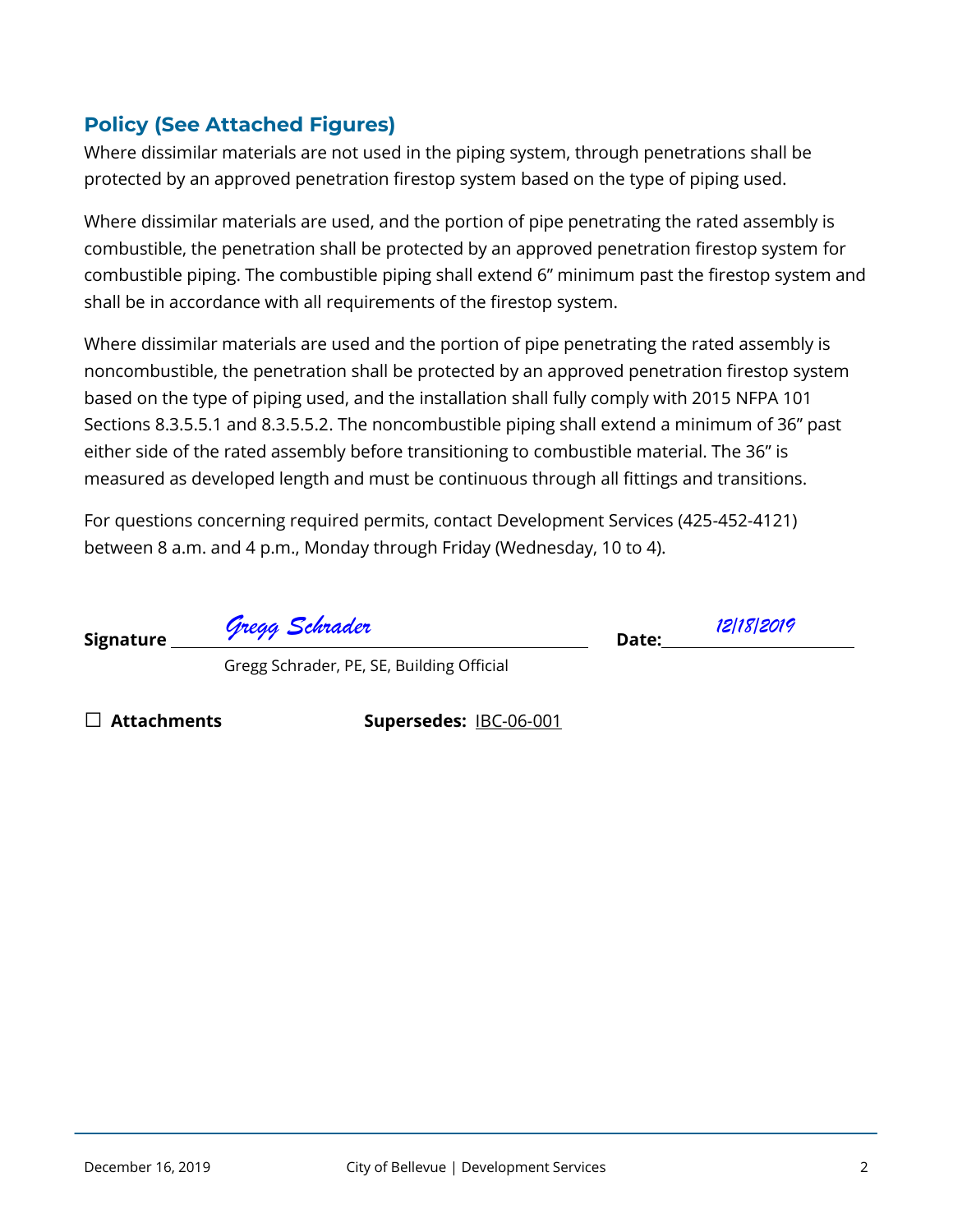## Policy (See Attached Figures)

Where dissimilar materials are not used in the piping system, through penetrations shall be protected by an approved penetration firestop system based on the type of piping used.

Where dissimilar materials are used, and the portion of pipe penetrating the rated assembly is combustible, the penetration shall be protected by an approved penetration firestop system for combustible piping. The combustible piping shall extend 6" minimum past the firestop system and shall be in accordance with all requirements of the firestop system.

Where dissimilar materials are used and the portion of pipe penetrating the rated assembly is noncombustible, the penetration shall be protected by an approved penetration firestop system based on the type of piping used, and the installation shall fully comply with 2015 NFPA 101 Sections 8.3.5.5.1 and 8.3.5.5.2. The noncombustible piping shall extend a minimum of 36" past either side of the rated assembly before transitioning to combustible material. The 36" is measured as developed length and must be continuous through all fittings and transitions.

For questions concerning required permits, contact Development Services (425-452-4121) between 8 a.m. and 4 p.m., Monday through Friday (Wednesday, 10 to 4).

**Signature** *Gregg Schrader* **Date:** *12/18/2019*

Gregg Schrader, PE, SE, Building Official

☐ **Attachments** **Supersedes:** IBC-06-001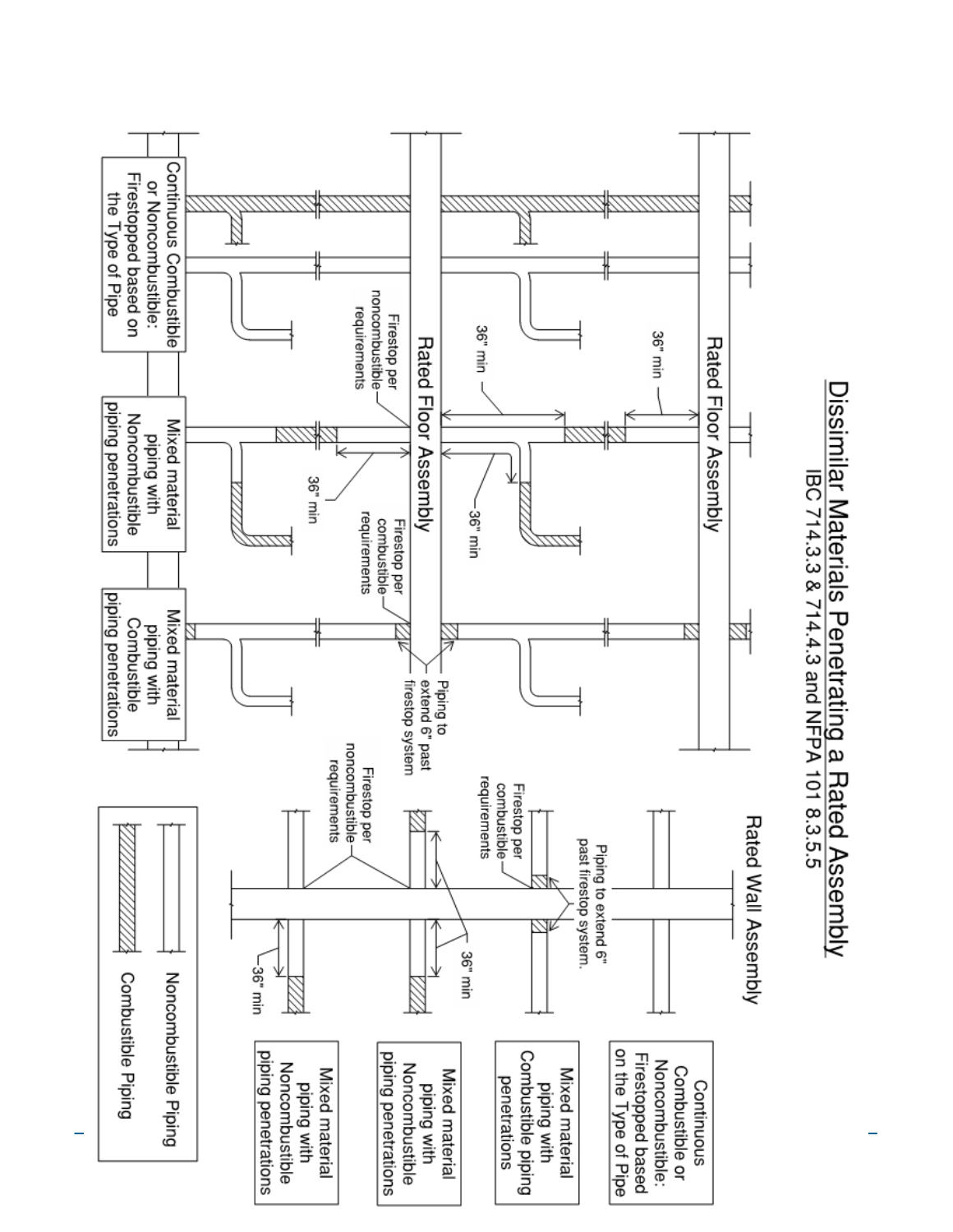# Dissimilar Materials Penetrating a Rated Assembly

IBC 714.3.3 & 714.4.3 and NFPA 101 8.3.5.5

Rated Floor Assembly

36" min

36" min

Firestop per noncombustible requirements

Rated Floor Assembly

36" min

36" min

Firestop per combustible requirements

Piping to extend 6" past firestop system

Continuous Combustible or Noncombustible: Firestopped based on the Type of Pipe

Mixed material piping with Noncombustible piping penetrations

Mixed material piping with Combustible piping penetrations

Rated Wall Assembly

Piping to extend 6" past firestop system.

Firestop per combustible requirements

Firestop per noncombustible requirements

36" min

36" min

Continuous Combustible or Noncombustible: Firestopped based on the Type of Pipe

Mixed material piping with Combustible piping penetrations

Mixed material piping with Noncombustible piping penetrations

Mixed material piping with Noncombustible piping penetrations

Noncombustible Piping

Combustible Piping